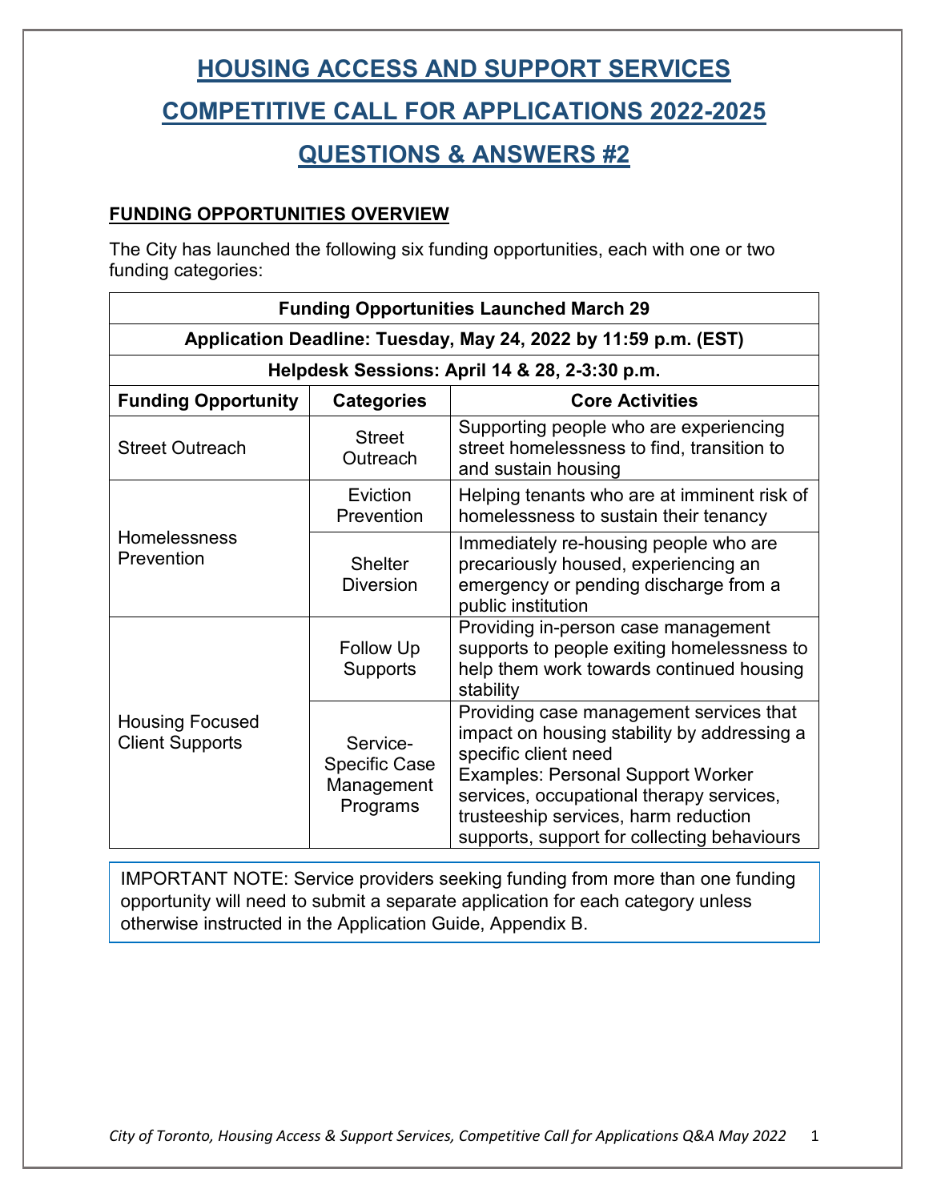# HOUSING ACCESS AND SUPPORT SERVICES

# COMPETITIVE CALL FOR APPLICATIONS 2022-2025

# QUESTIONS & ANSWERS #2

## FUNDING OPPORTUNITIES OVERVIEW

The City has launched the following six funding opportunities, each with one or two funding categories:

| Funding Opportunities Launched March 29 | | |
|---|---|---|
| **Application Deadline: Tuesday, May 24, 2022 by 11:59 p.m. (EST)** | | |
| **Helpdesk Sessions: April 14 & 28, 2-3:30 p.m.** | | |
| **Funding Opportunity** | **Categories** | **Core Activities** |
| Street Outreach | Street Outreach | Supporting people who are experiencing street homelessness to find, transition to and sustain housing |
| Homelessness Prevention | Eviction Prevention | Helping tenants who are at imminent risk of homelessness to sustain their tenancy |
| | Shelter Diversion | Immediately re-housing people who are precariously housed, experiencing an emergency or pending discharge from a public institution |
| Housing Focused Client Supports | Follow Up Supports | Providing in-person case management supports to people exiting homelessness to help them work towards continued housing stability |
| | Service-Specific Case Management Programs | Providing case management services that impact on housing stability by addressing a specific client need<br>Examples: Personal Support Worker services, occupational therapy services, trusteeship services, harm reduction supports, support for collecting behaviours |

IMPORTANT NOTE: Service providers seeking funding from more than one funding opportunity will need to submit a separate application for each category unless otherwise instructed in the Application Guide, Appendix B.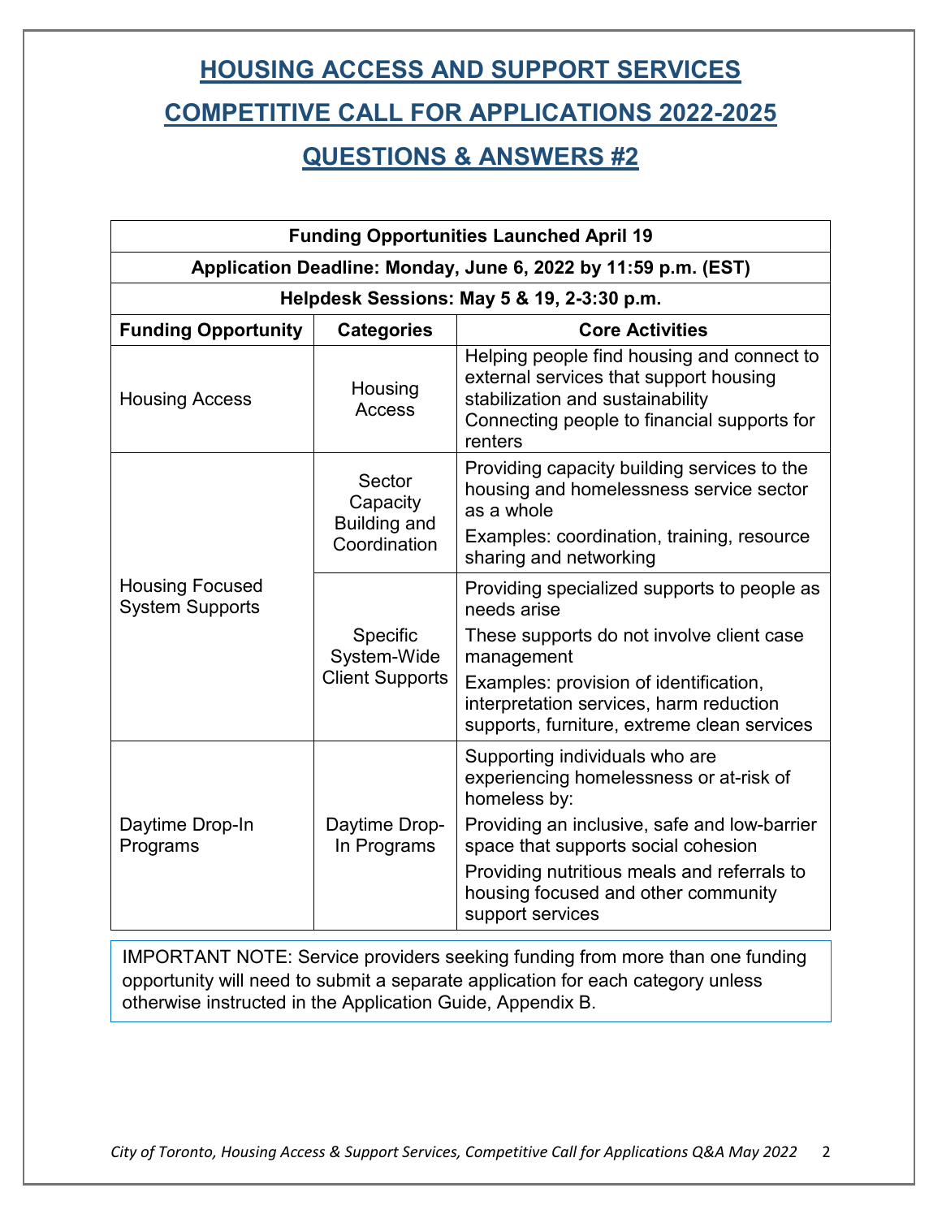# HOUSING ACCESS AND SUPPORT SERVICES
# COMPETITIVE CALL FOR APPLICATIONS 2022-2025
# QUESTIONS & ANSWERS #2

| Funding Opportunities Launched April 19 | | |
|---|---|---|
| **Application Deadline: Monday, June 6, 2022 by 11:59 p.m. (EST)** | | |
| **Helpdesk Sessions: May 5 & 19, 2-3:30 p.m.** | | |
| **Funding Opportunity** | **Categories** | **Core Activities** |
| Housing Access | Housing Access | Helping people find housing and connect to external services that support housing stabilization and sustainability<br>Connecting people to financial supports for renters |
| Housing Focused System Supports | Sector Capacity Building and Coordination | Providing capacity building services to the housing and homelessness service sector as a whole<br>Examples: coordination, training, resource sharing and networking |
| | Specific System-Wide Client Supports | Providing specialized supports to people as needs arise<br>These supports do not involve client case management<br>Examples: provision of identification, interpretation services, harm reduction supports, furniture, extreme clean services |
| Daytime Drop-In Programs | Daytime Drop-In Programs | Supporting individuals who are experiencing homelessness or at-risk of homeless by:<br>Providing an inclusive, safe and low-barrier space that supports social cohesion<br>Providing nutritious meals and referrals to housing focused and other community support services |

IMPORTANT NOTE: Service providers seeking funding from more than one funding opportunity will need to submit a separate application for each category unless otherwise instructed in the Application Guide, Appendix B.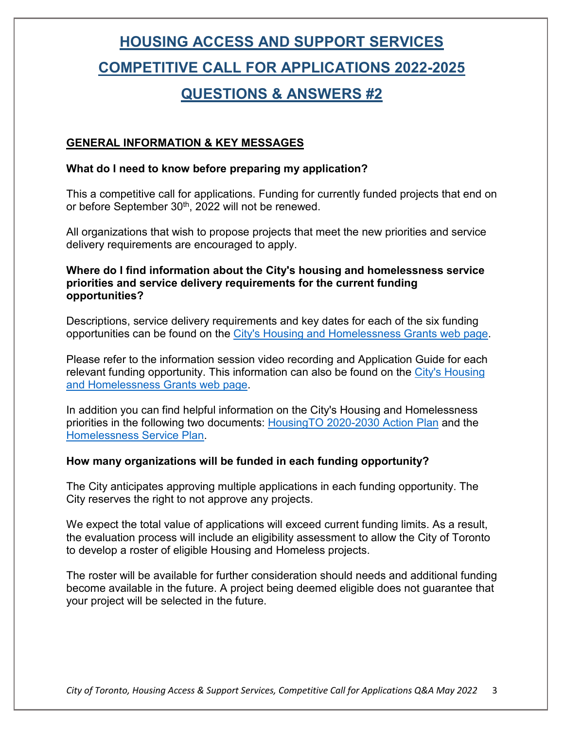# HOUSING ACCESS AND SUPPORT SERVICES
# COMPETITIVE CALL FOR APPLICATIONS 2022-2025
# QUESTIONS & ANSWERS #2

## GENERAL INFORMATION & KEY MESSAGES

**What do I need to know before preparing my application?**

This a competitive call for applications. Funding for currently funded projects that end on or before September 30th, 2022 will not be renewed.

All organizations that wish to propose projects that meet the new priorities and service delivery requirements are encouraged to apply.

**Where do I find information about the City's housing and homelessness service priorities and service delivery requirements for the current funding opportunities?**

Descriptions, service delivery requirements and key dates for each of the six funding opportunities can be found on the City's Housing and Homelessness Grants web page.

Please refer to the information session video recording and Application Guide for each relevant funding opportunity. This information can also be found on the City's Housing and Homelessness Grants web page.

In addition you can find helpful information on the City's Housing and Homelessness priorities in the following two documents: HousingTO 2020-2030 Action Plan and the Homelessness Service Plan.

**How many organizations will be funded in each funding opportunity?**

The City anticipates approving multiple applications in each funding opportunity. The City reserves the right to not approve any projects.

We expect the total value of applications will exceed current funding limits. As a result, the evaluation process will include an eligibility assessment to allow the City of Toronto to develop a roster of eligible Housing and Homeless projects.

The roster will be available for further consideration should needs and additional funding become available in the future. A project being deemed eligible does not guarantee that your project will be selected in the future.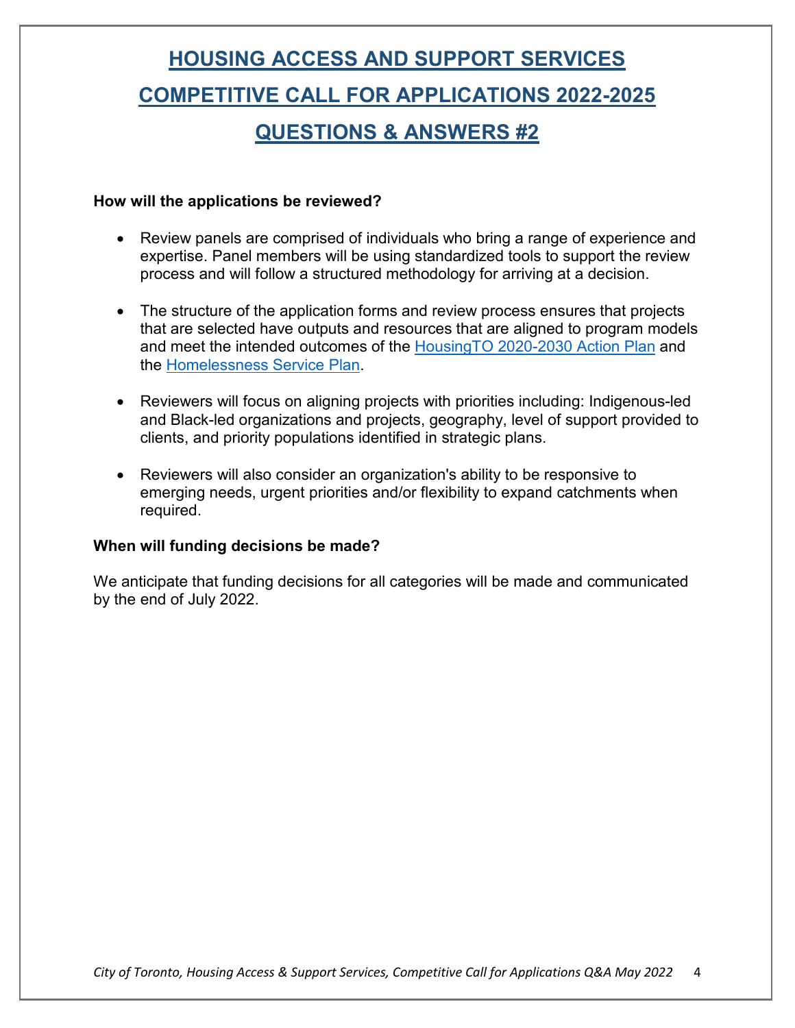# HOUSING ACCESS AND SUPPORT SERVICES COMPETITIVE CALL FOR APPLICATIONS 2022-2025 QUESTIONS & ANSWERS #2

**How will the applications be reviewed?**

- Review panels are comprised of individuals who bring a range of experience and expertise. Panel members will be using standardized tools to support the review process and will follow a structured methodology for arriving at a decision.
- The structure of the application forms and review process ensures that projects that are selected have outputs and resources that are aligned to program models and meet the intended outcomes of the HousingTO 2020-2030 Action Plan and the Homelessness Service Plan.
- Reviewers will focus on aligning projects with priorities including: Indigenous-led and Black-led organizations and projects, geography, level of support provided to clients, and priority populations identified in strategic plans.
- Reviewers will also consider an organization's ability to be responsive to emerging needs, urgent priorities and/or flexibility to expand catchments when required.

**When will funding decisions be made?**

We anticipate that funding decisions for all categories will be made and communicated by the end of July 2022.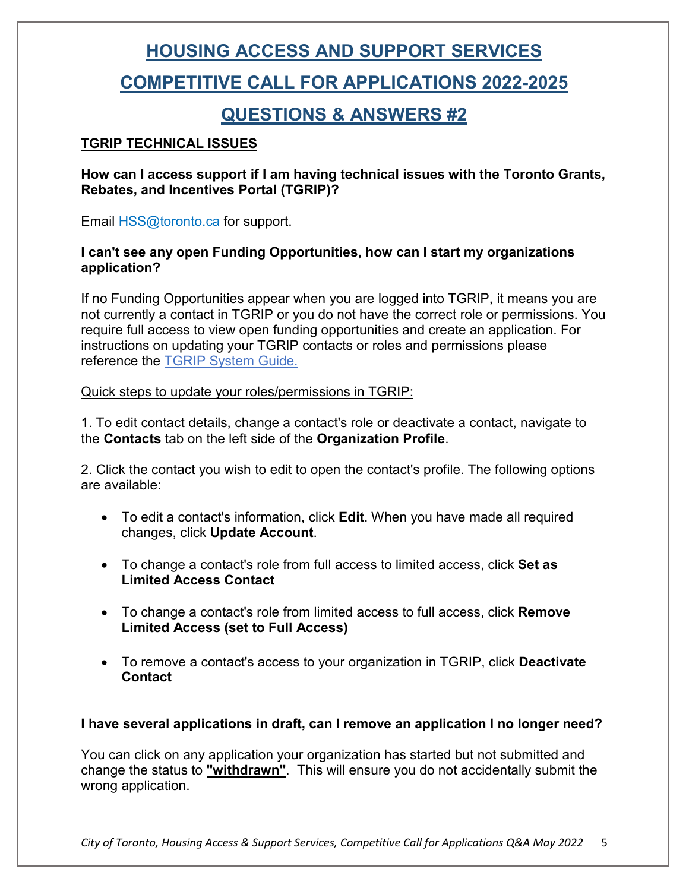# HOUSING ACCESS AND SUPPORT SERVICES

# COMPETITIVE CALL FOR APPLICATIONS 2022-2025

# QUESTIONS & ANSWERS #2

## TGRIP TECHNICAL ISSUES

**How can I access support if I am having technical issues with the Toronto Grants, Rebates, and Incentives Portal (TGRIP)?**

Email HSS@toronto.ca for support.

**I can't see any open Funding Opportunities, how can I start my organizations application?**

If no Funding Opportunities appear when you are logged into TGRIP, it means you are not currently a contact in TGRIP or you do not have the correct role or permissions. You require full access to view open funding opportunities and create an application. For instructions on updating your TGRIP contacts or roles and permissions please reference the TGRIP System Guide.

Quick steps to update your roles/permissions in TGRIP:

1. To edit contact details, change a contact's role or deactivate a contact, navigate to the **Contacts** tab on the left side of the **Organization Profile**.

2. Click the contact you wish to edit to open the contact's profile. The following options are available:

- To edit a contact's information, click **Edit**. When you have made all required changes, click **Update Account**.
- To change a contact's role from full access to limited access, click **Set as Limited Access Contact**
- To change a contact's role from limited access to full access, click **Remove Limited Access (set to Full Access)**
- To remove a contact's access to your organization in TGRIP, click **Deactivate Contact**

**I have several applications in draft, can I remove an application I no longer need?**

You can click on any application your organization has started but not submitted and change the status to **"withdrawn"**. This will ensure you do not accidentally submit the wrong application.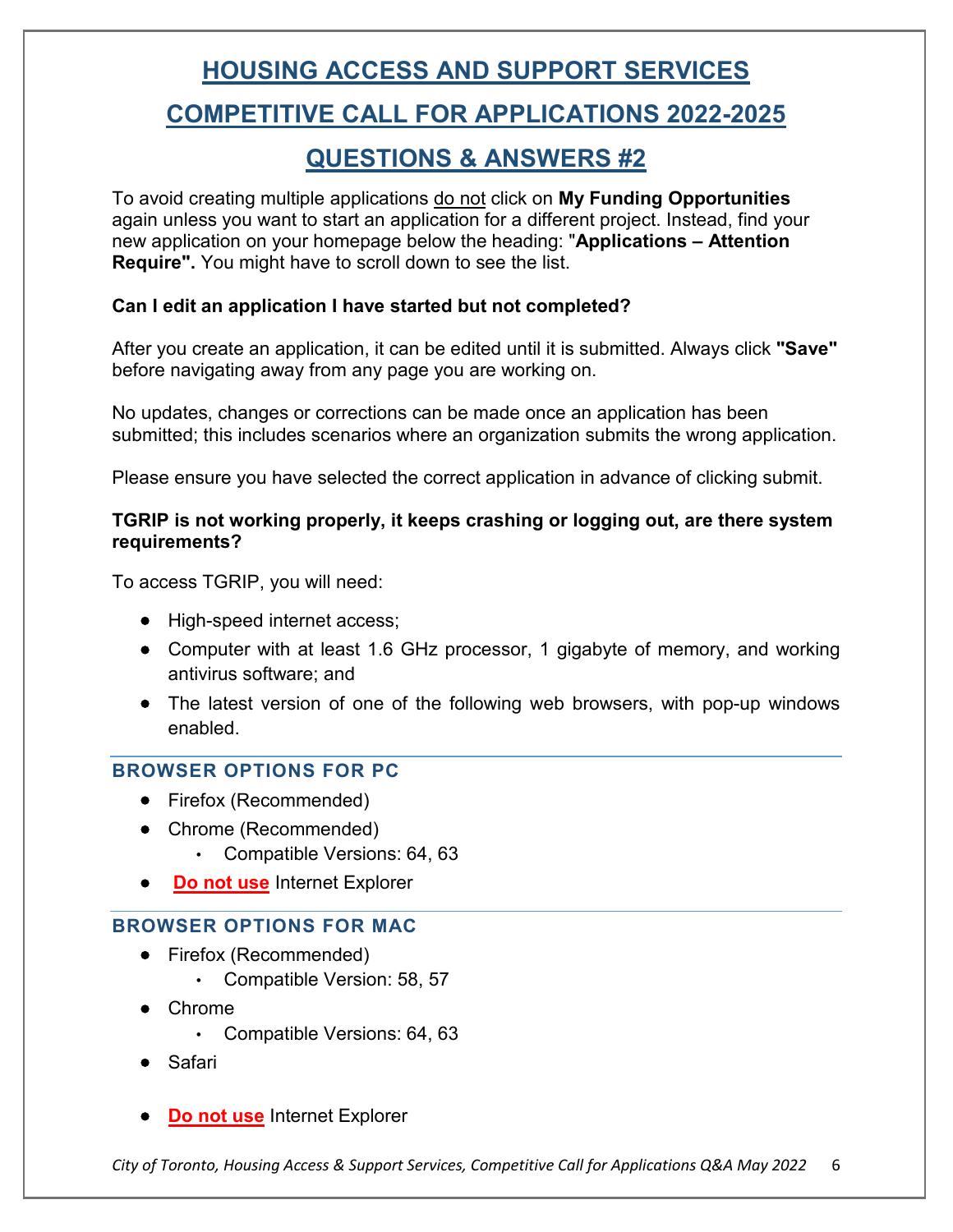# HOUSING ACCESS AND SUPPORT SERVICES

# COMPETITIVE CALL FOR APPLICATIONS 2022-2025

# QUESTIONS & ANSWERS #2

To avoid creating multiple applications do not click on **My Funding Opportunities** again unless you want to start an application for a different project. Instead, find your new application on your homepage below the heading: "**Applications – Attention Require".** You might have to scroll down to see the list.

**Can I edit an application I have started but not completed?**

After you create an application, it can be edited until it is submitted. Always click **"Save"** before navigating away from any page you are working on.

No updates, changes or corrections can be made once an application has been submitted; this includes scenarios where an organization submits the wrong application.

Please ensure you have selected the correct application in advance of clicking submit.

**TGRIP is not working properly, it keeps crashing or logging out, are there system requirements?**

To access TGRIP, you will need:

- High-speed internet access;
- Computer with at least 1.6 GHz processor, 1 gigabyte of memory, and working antivirus software; and
- The latest version of one of the following web browsers, with pop-up windows enabled.

### BROWSER OPTIONS FOR PC

- Firefox (Recommended)
- Chrome (Recommended)
  - Compatible Versions: 64, 63
- **Do not use** Internet Explorer

### BROWSER OPTIONS FOR MAC

- Firefox (Recommended)
  - Compatible Version: 58, 57
- Chrome
  - Compatible Versions: 64, 63
- Safari
- **Do not use** Internet Explorer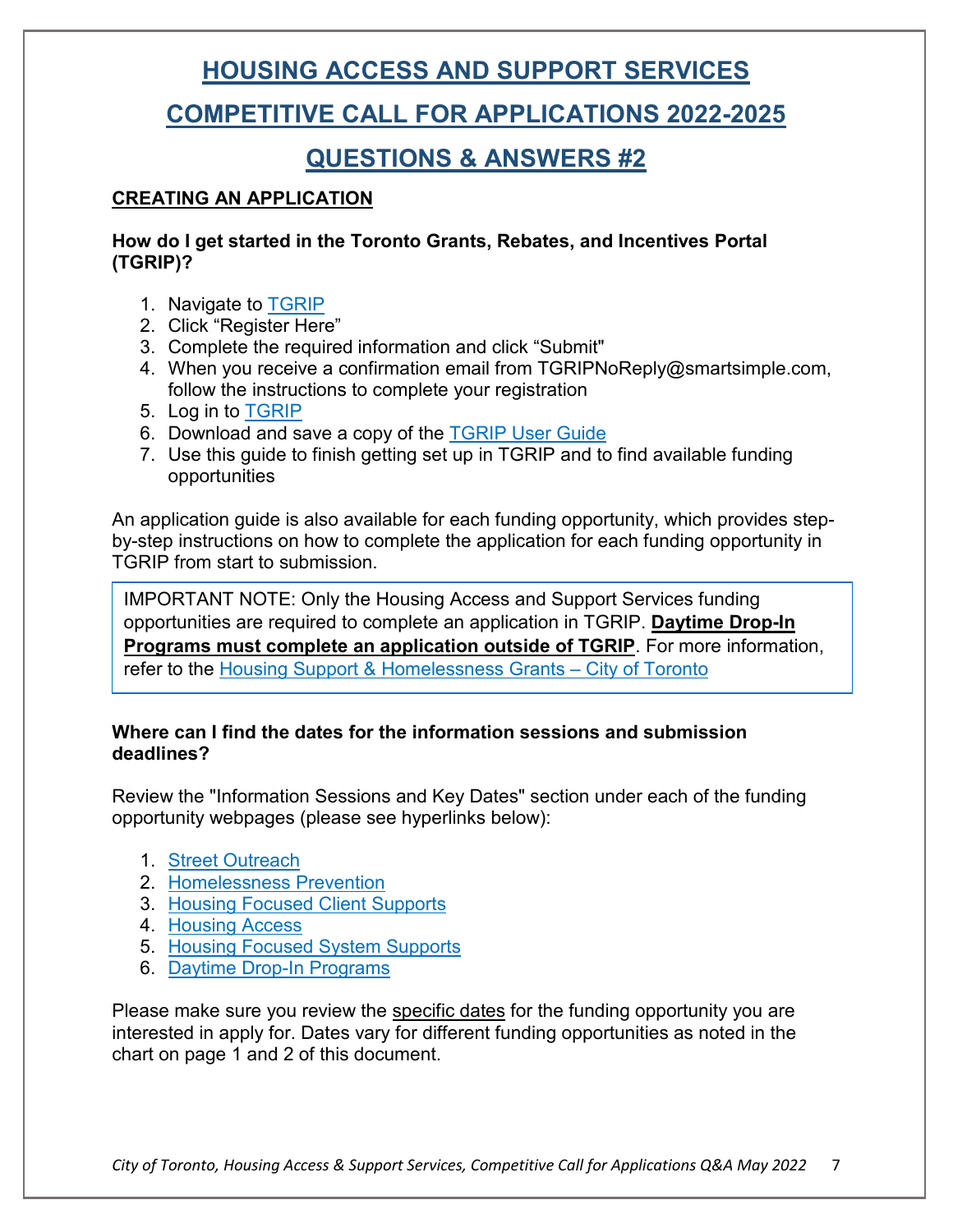# HOUSING ACCESS AND SUPPORT SERVICES

# COMPETITIVE CALL FOR APPLICATIONS 2022-2025

# QUESTIONS & ANSWERS #2

## CREATING AN APPLICATION

### How do I get started in the Toronto Grants, Rebates, and Incentives Portal (TGRIP)?

1. Navigate to TGRIP
2. Click “Register Here”
3. Complete the required information and click “Submit"
4. When you receive a confirmation email from TGRIPNoReply@smartsimple.com, follow the instructions to complete your registration
5. Log in to TGRIP
6. Download and save a copy of the TGRIP User Guide
7. Use this guide to finish getting set up in TGRIP and to find available funding opportunities

An application guide is also available for each funding opportunity, which provides step-by-step instructions on how to complete the application for each funding opportunity in TGRIP from start to submission.

> IMPORTANT NOTE: Only the Housing Access and Support Services funding opportunities are required to complete an application in TGRIP. **Daytime Drop-In Programs must complete an application outside of TGRIP**. For more information, refer to the Housing Support & Homelessness Grants – City of Toronto

### Where can I find the dates for the information sessions and submission deadlines?

Review the "Information Sessions and Key Dates" section under each of the funding opportunity webpages (please see hyperlinks below):

1. Street Outreach
2. Homelessness Prevention
3. Housing Focused Client Supports
4. Housing Access
5. Housing Focused System Supports
6. Daytime Drop-In Programs

Please make sure you review the specific dates for the funding opportunity you are interested in apply for. Dates vary for different funding opportunities as noted in the chart on page 1 and 2 of this document.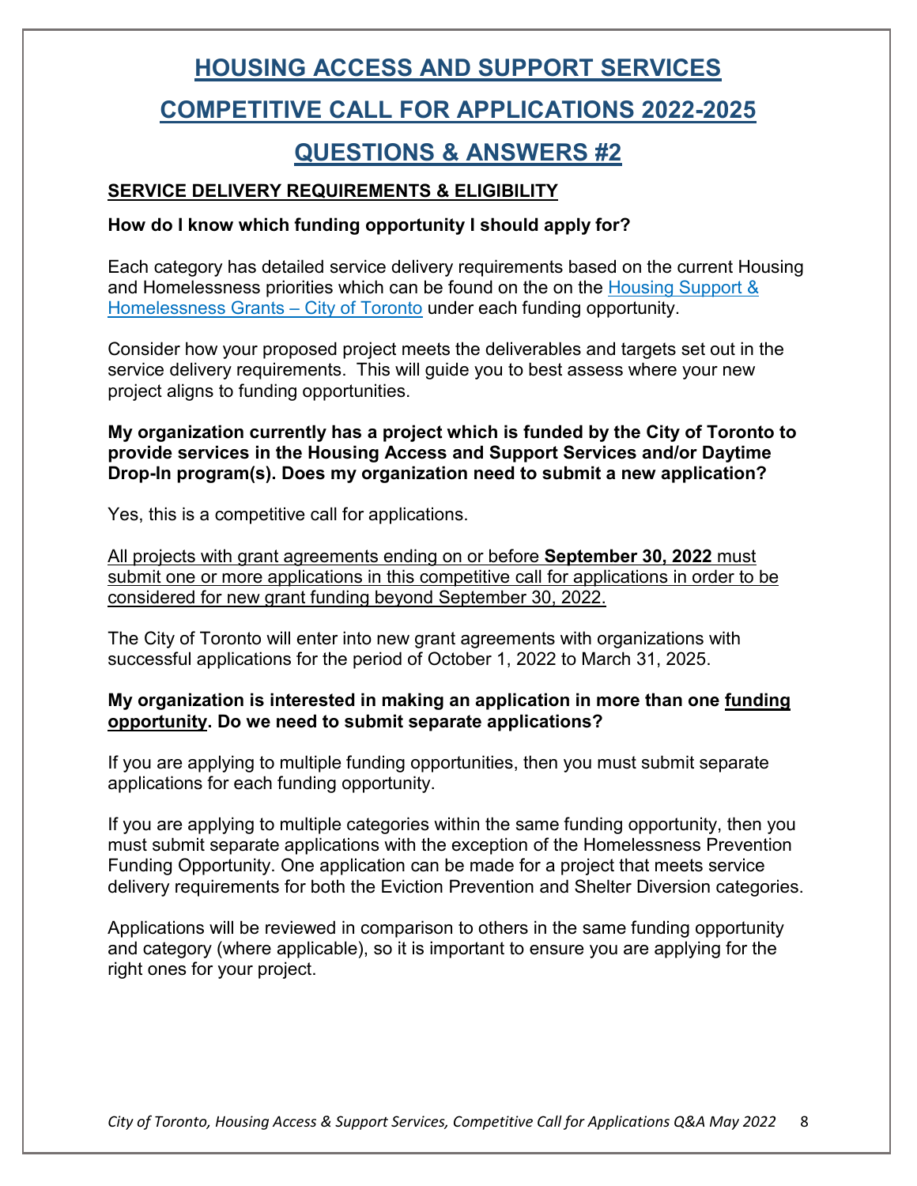# HOUSING ACCESS AND SUPPORT SERVICES

# COMPETITIVE CALL FOR APPLICATIONS 2022-2025

# QUESTIONS & ANSWERS #2

## SERVICE DELIVERY REQUIREMENTS & ELIGIBILITY

**How do I know which funding opportunity I should apply for?**

Each category has detailed service delivery requirements based on the current Housing and Homelessness priorities which can be found on the on the Housing Support & Homelessness Grants – City of Toronto under each funding opportunity.

Consider how your proposed project meets the deliverables and targets set out in the service delivery requirements. This will guide you to best assess where your new project aligns to funding opportunities.

**My organization currently has a project which is funded by the City of Toronto to provide services in the Housing Access and Support Services and/or Daytime Drop-In program(s). Does my organization need to submit a new application?**

Yes, this is a competitive call for applications.

All projects with grant agreements ending on or before **September 30, 2022** must submit one or more applications in this competitive call for applications in order to be considered for new grant funding beyond September 30, 2022.

The City of Toronto will enter into new grant agreements with organizations with successful applications for the period of October 1, 2022 to March 31, 2025.

**My organization is interested in making an application in more than one funding opportunity. Do we need to submit separate applications?**

If you are applying to multiple funding opportunities, then you must submit separate applications for each funding opportunity.

If you are applying to multiple categories within the same funding opportunity, then you must submit separate applications with the exception of the Homelessness Prevention Funding Opportunity. One application can be made for a project that meets service delivery requirements for both the Eviction Prevention and Shelter Diversion categories.

Applications will be reviewed in comparison to others in the same funding opportunity and category (where applicable), so it is important to ensure you are applying for the right ones for your project.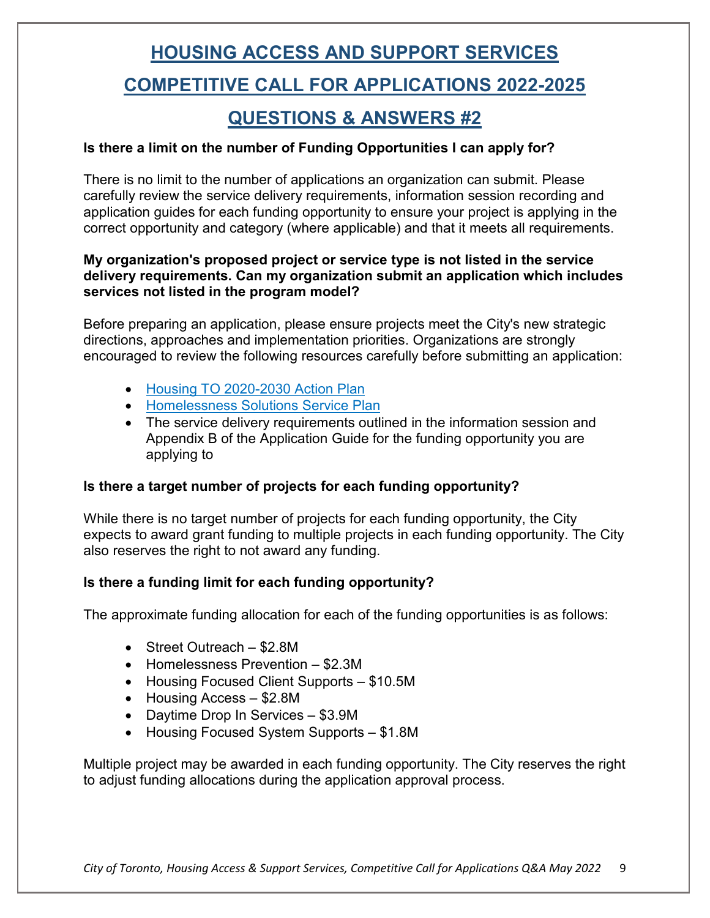# HOUSING ACCESS AND SUPPORT SERVICES

# COMPETITIVE CALL FOR APPLICATIONS 2022-2025

# QUESTIONS & ANSWERS #2

**Is there a limit on the number of Funding Opportunities I can apply for?**

There is no limit to the number of applications an organization can submit. Please carefully review the service delivery requirements, information session recording and application guides for each funding opportunity to ensure your project is applying in the correct opportunity and category (where applicable) and that it meets all requirements.

**My organization's proposed project or service type is not listed in the service delivery requirements. Can my organization submit an application which includes services not listed in the program model?**

Before preparing an application, please ensure projects meet the City's new strategic directions, approaches and implementation priorities. Organizations are strongly encouraged to review the following resources carefully before submitting an application:

- Housing TO 2020-2030 Action Plan
- Homelessness Solutions Service Plan
- The service delivery requirements outlined in the information session and Appendix B of the Application Guide for the funding opportunity you are applying to

**Is there a target number of projects for each funding opportunity?**

While there is no target number of projects for each funding opportunity, the City expects to award grant funding to multiple projects in each funding opportunity. The City also reserves the right to not award any funding.

**Is there a funding limit for each funding opportunity?**

The approximate funding allocation for each of the funding opportunities is as follows:

- Street Outreach – $2.8M
- Homelessness Prevention – $2.3M
- Housing Focused Client Supports – $10.5M
- Housing Access – $2.8M
- Daytime Drop In Services – $3.9M
- Housing Focused System Supports – $1.8M

Multiple project may be awarded in each funding opportunity. The City reserves the right to adjust funding allocations during the application approval process.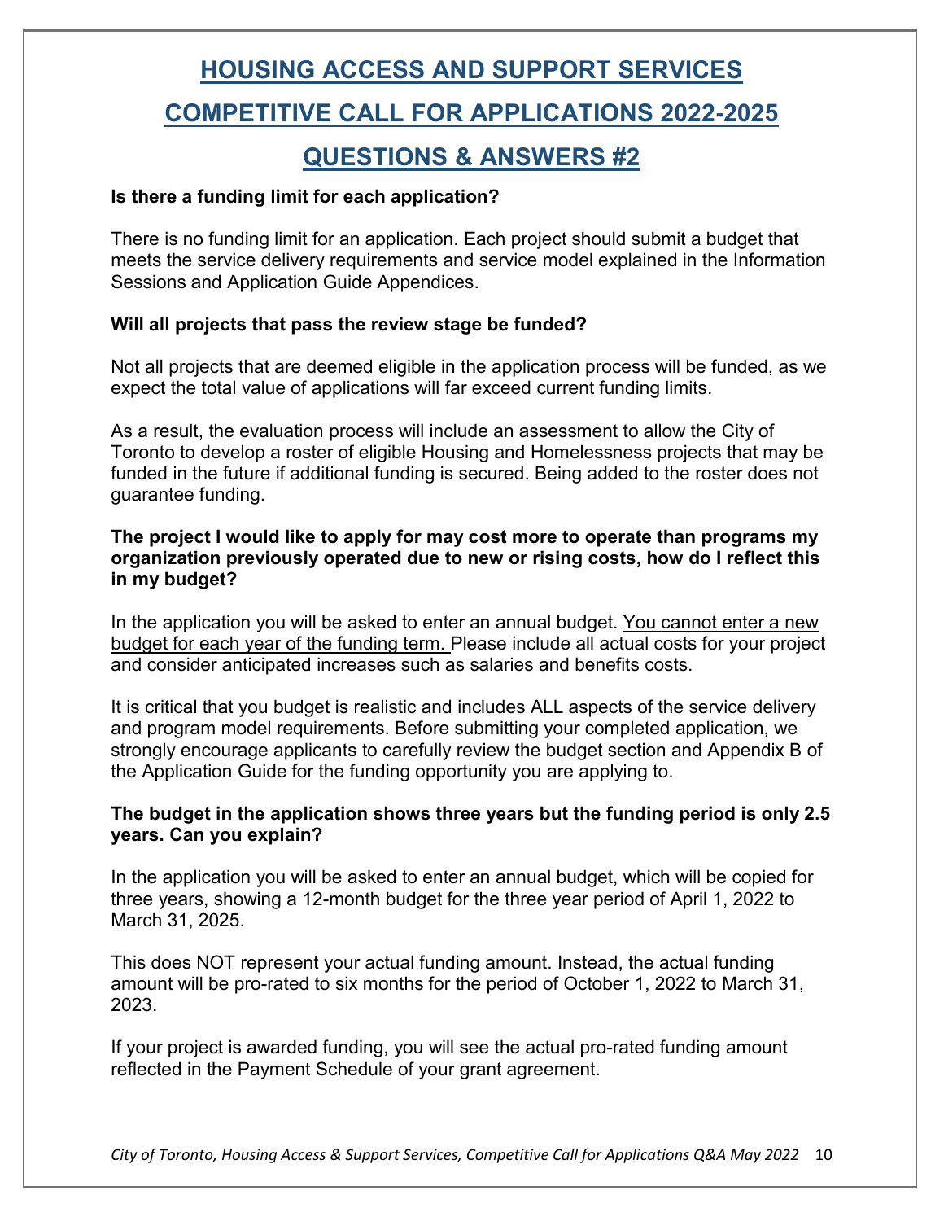# HOUSING ACCESS AND SUPPORT SERVICES

# COMPETITIVE CALL FOR APPLICATIONS 2022-2025

# QUESTIONS & ANSWERS #2

**Is there a funding limit for each application?**

There is no funding limit for an application. Each project should submit a budget that meets the service delivery requirements and service model explained in the Information Sessions and Application Guide Appendices.

**Will all projects that pass the review stage be funded?**

Not all projects that are deemed eligible in the application process will be funded, as we expect the total value of applications will far exceed current funding limits.

As a result, the evaluation process will include an assessment to allow the City of Toronto to develop a roster of eligible Housing and Homelessness projects that may be funded in the future if additional funding is secured. Being added to the roster does not guarantee funding.

**The project I would like to apply for may cost more to operate than programs my organization previously operated due to new or rising costs, how do I reflect this in my budget?**

In the application you will be asked to enter an annual budget. <u>You cannot enter a new budget for each year of the funding term.</u> Please include all actual costs for your project and consider anticipated increases such as salaries and benefits costs.

It is critical that you budget is realistic and includes ALL aspects of the service delivery and program model requirements. Before submitting your completed application, we strongly encourage applicants to carefully review the budget section and Appendix B of the Application Guide for the funding opportunity you are applying to.

**The budget in the application shows three years but the funding period is only 2.5 years. Can you explain?**

In the application you will be asked to enter an annual budget, which will be copied for three years, showing a 12-month budget for the three year period of April 1, 2022 to March 31, 2025.

This does NOT represent your actual funding amount. Instead, the actual funding amount will be pro-rated to six months for the period of October 1, 2022 to March 31, 2023.

If your project is awarded funding, you will see the actual pro-rated funding amount reflected in the Payment Schedule of your grant agreement.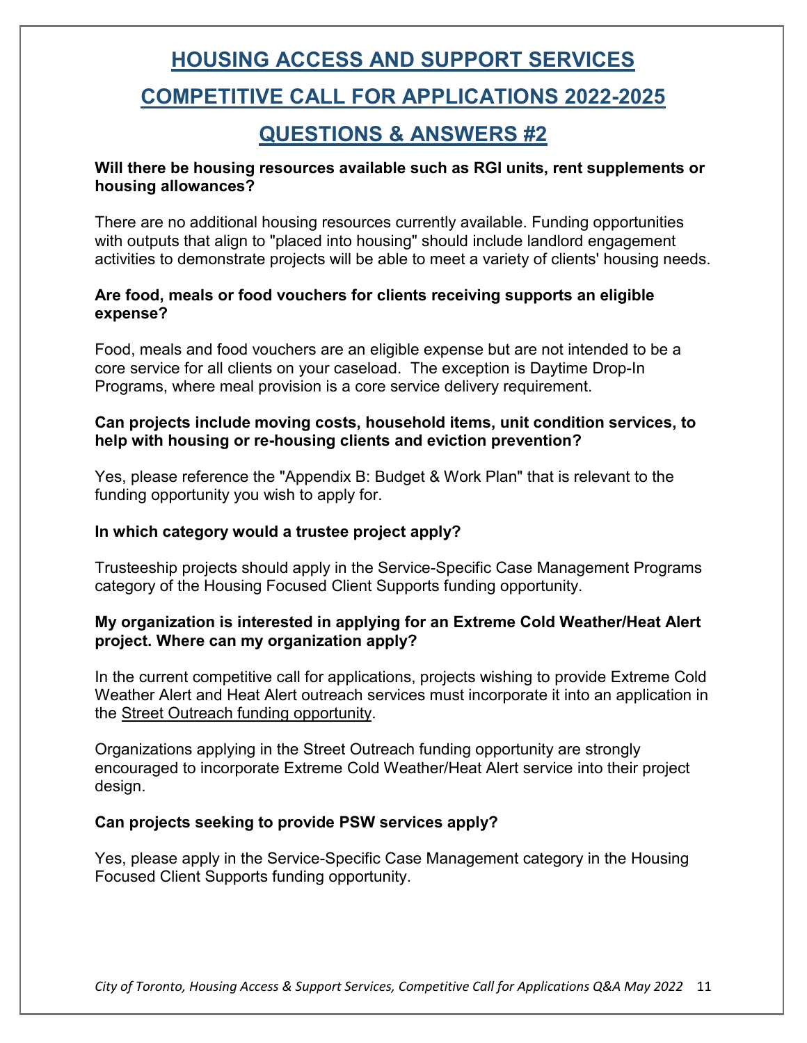# HOUSING ACCESS AND SUPPORT SERVICES

# COMPETITIVE CALL FOR APPLICATIONS 2022-2025

# QUESTIONS & ANSWERS #2

**Will there be housing resources available such as RGI units, rent supplements or housing allowances?**

There are no additional housing resources currently available. Funding opportunities with outputs that align to "placed into housing" should include landlord engagement activities to demonstrate projects will be able to meet a variety of clients' housing needs.

**Are food, meals or food vouchers for clients receiving supports an eligible expense?**

Food, meals and food vouchers are an eligible expense but are not intended to be a core service for all clients on your caseload. The exception is Daytime Drop-In Programs, where meal provision is a core service delivery requirement.

**Can projects include moving costs, household items, unit condition services, to help with housing or re-housing clients and eviction prevention?**

Yes, please reference the "Appendix B: Budget & Work Plan" that is relevant to the funding opportunity you wish to apply for.

**In which category would a trustee project apply?**

Trusteeship projects should apply in the Service-Specific Case Management Programs category of the Housing Focused Client Supports funding opportunity.

**My organization is interested in applying for an Extreme Cold Weather/Heat Alert project. Where can my organization apply?**

In the current competitive call for applications, projects wishing to provide Extreme Cold Weather Alert and Heat Alert outreach services must incorporate it into an application in the Street Outreach funding opportunity.

Organizations applying in the Street Outreach funding opportunity are strongly encouraged to incorporate Extreme Cold Weather/Heat Alert service into their project design.

**Can projects seeking to provide PSW services apply?**

Yes, please apply in the Service-Specific Case Management category in the Housing Focused Client Supports funding opportunity.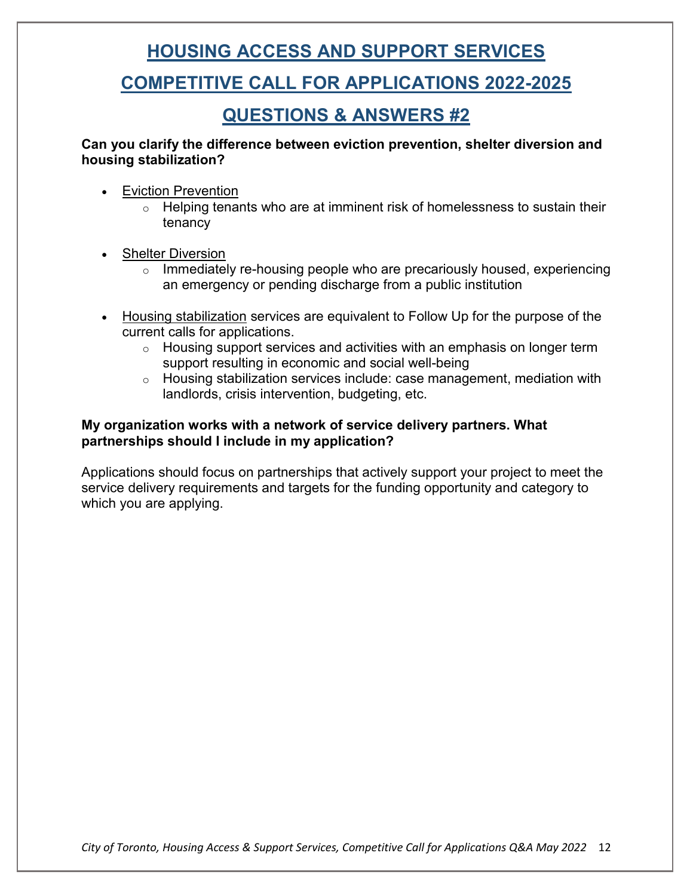# HOUSING ACCESS AND SUPPORT SERVICES

# COMPETITIVE CALL FOR APPLICATIONS 2022-2025

# QUESTIONS & ANSWERS #2

**Can you clarify the difference between eviction prevention, shelter diversion and housing stabilization?**

- Eviction Prevention
  - Helping tenants who are at imminent risk of homelessness to sustain their tenancy

- Shelter Diversion
  - Immediately re-housing people who are precariously housed, experiencing an emergency or pending discharge from a public institution

- Housing stabilization services are equivalent to Follow Up for the purpose of the current calls for applications.
  - Housing support services and activities with an emphasis on longer term support resulting in economic and social well-being
  - Housing stabilization services include: case management, mediation with landlords, crisis intervention, budgeting, etc.

**My organization works with a network of service delivery partners. What partnerships should I include in my application?**

Applications should focus on partnerships that actively support your project to meet the service delivery requirements and targets for the funding opportunity and category to which you are applying.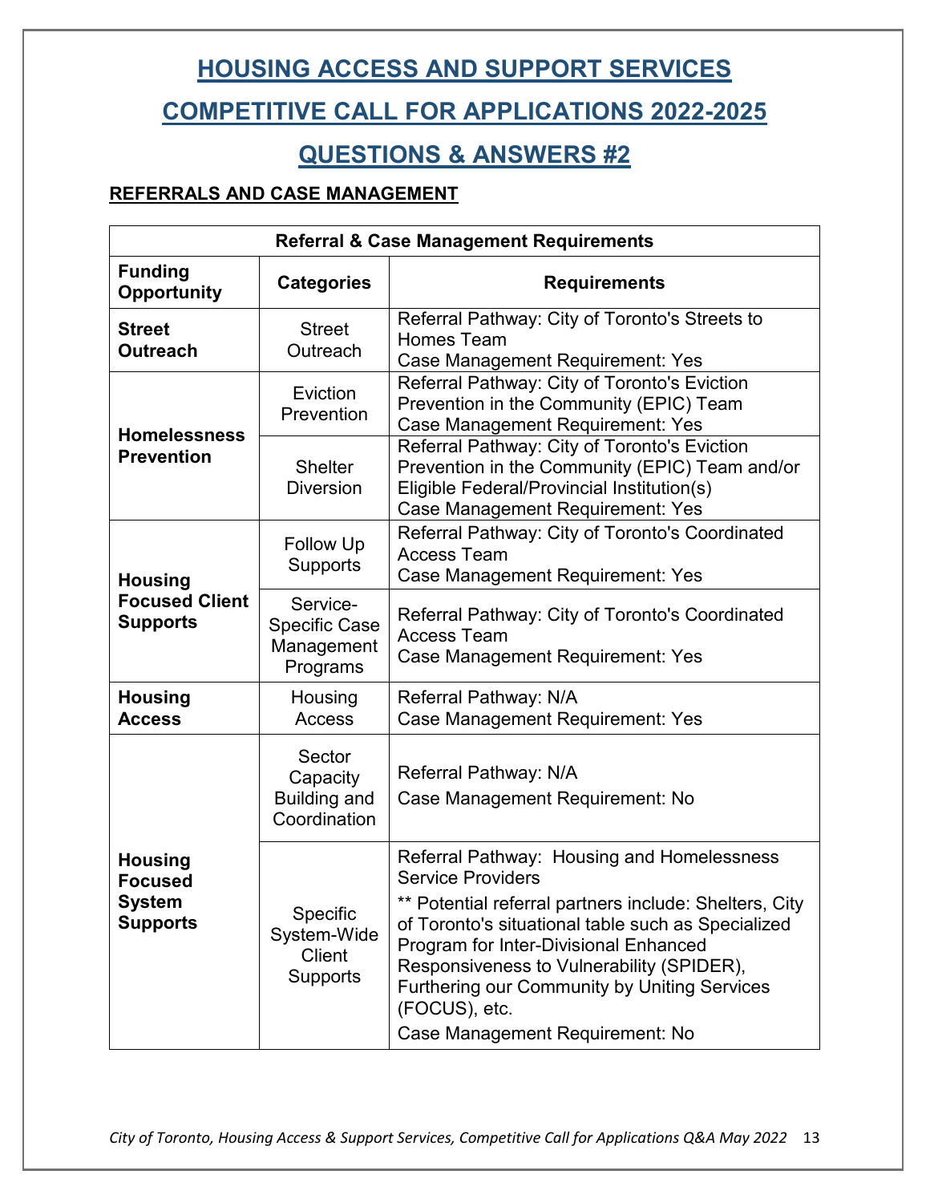# HOUSING ACCESS AND SUPPORT SERVICES

# COMPETITIVE CALL FOR APPLICATIONS 2022-2025

# QUESTIONS & ANSWERS #2

## REFERRALS AND CASE MANAGEMENT

| Referral & Case Management Requirements | | |
|---|---|---|
| **Funding Opportunity** | **Categories** | **Requirements** |
| **Street Outreach** | Street Outreach | Referral Pathway: City of Toronto's Streets to Homes Team<br>Case Management Requirement: Yes |
| **Homelessness Prevention** | Eviction Prevention | Referral Pathway: City of Toronto's Eviction Prevention in the Community (EPIC) Team<br>Case Management Requirement: Yes |
| | Shelter Diversion | Referral Pathway: City of Toronto's Eviction Prevention in the Community (EPIC) Team and/or Eligible Federal/Provincial Institution(s)<br>Case Management Requirement: Yes |
| **Housing Focused Client Supports** | Follow Up Supports | Referral Pathway: City of Toronto's Coordinated Access Team<br>Case Management Requirement: Yes |
| | Service-Specific Case Management Programs | Referral Pathway: City of Toronto's Coordinated Access Team<br>Case Management Requirement: Yes |
| **Housing Access** | Housing Access | Referral Pathway: N/A<br>Case Management Requirement: Yes |
| **Housing Focused System Supports** | Sector Capacity Building and Coordination | Referral Pathway: N/A<br>Case Management Requirement: No |
| | Specific System-Wide Client Supports | Referral Pathway: Housing and Homelessness Service Providers<br>** Potential referral partners include: Shelters, City of Toronto's situational table such as Specialized Program for Inter-Divisional Enhanced Responsiveness to Vulnerability (SPIDER), Furthering our Community by Uniting Services (FOCUS), etc.<br>Case Management Requirement: No |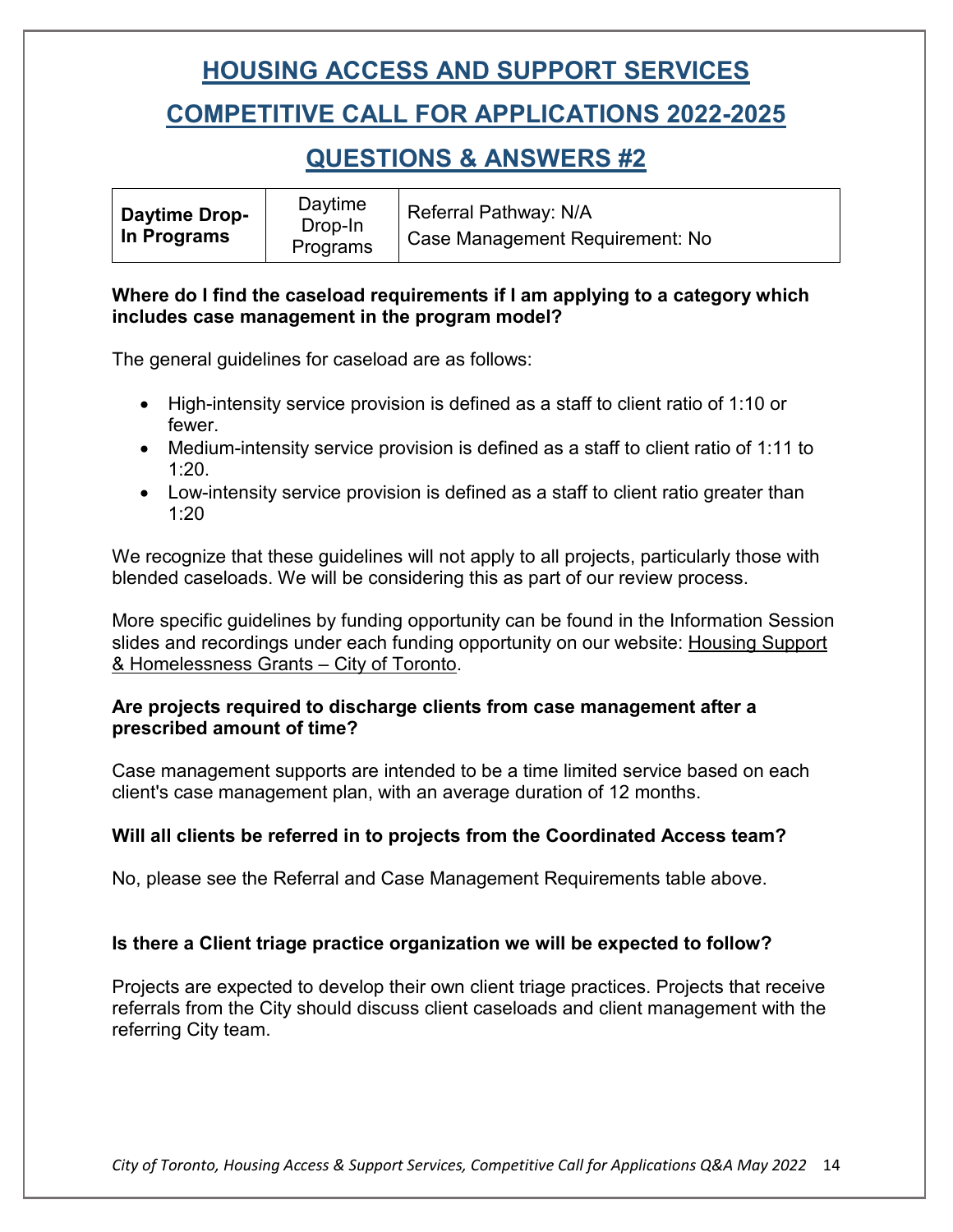# HOUSING ACCESS AND SUPPORT SERVICES

# COMPETITIVE CALL FOR APPLICATIONS 2022-2025

# QUESTIONS & ANSWERS #2

| | | |
|---|---|---|
| **Daytime Drop-In Programs** | Daytime Drop-In Programs | Referral Pathway: N/A<br>Case Management Requirement: No |

**Where do I find the caseload requirements if I am applying to a category which includes case management in the program model?**

The general guidelines for caseload are as follows:

- High-intensity service provision is defined as a staff to client ratio of 1:10 or fewer.
- Medium-intensity service provision is defined as a staff to client ratio of 1:11 to 1:20.
- Low-intensity service provision is defined as a staff to client ratio greater than 1:20

We recognize that these guidelines will not apply to all projects, particularly those with blended caseloads. We will be considering this as part of our review process.

More specific guidelines by funding opportunity can be found in the Information Session slides and recordings under each funding opportunity on our website: Housing Support & Homelessness Grants – City of Toronto.

**Are projects required to discharge clients from case management after a prescribed amount of time?**

Case management supports are intended to be a time limited service based on each client's case management plan, with an average duration of 12 months.

**Will all clients be referred in to projects from the Coordinated Access team?**

No, please see the Referral and Case Management Requirements table above.

**Is there a Client triage practice organization we will be expected to follow?**

Projects are expected to develop their own client triage practices. Projects that receive referrals from the City should discuss client caseloads and client management with the referring City team.